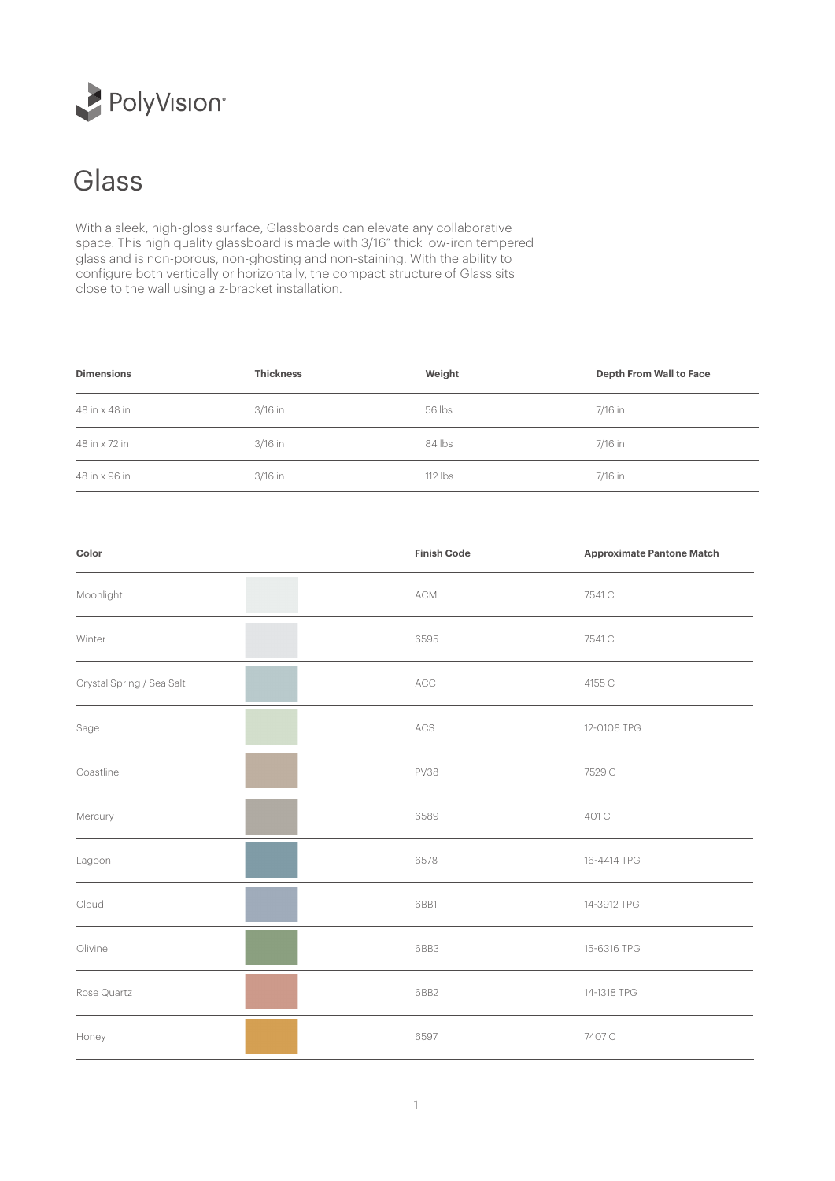PolyVision

# Glass

With a sleek, high-gloss surface, Glassboards can elevate any collaborative space. This high quality glassboard is made with 3/16" thick low-iron tempered glass and is non-porous, non-ghosting and non-staining. With the ability to configure both vertically or horizontally, the compact structure of Glass sits close to the wall using a z-bracket installation.

| Dimensions | Thickness | Weight | Depth From Wall to Face |
|---|---|---|---|
| 48 in x 48 in | 3/16 in | 56 lbs | 7/16 in |
| 48 in x 72 in | 3/16 in | 84 lbs | 7/16 in |
| 48 in x 96 in | 3/16 in | 112 lbs | 7/16 in |

| Color | | Finish Code | Approximate Pantone Match |
|---|---|---|---|
| Moonlight | | ACM | 7541 C |
| Winter | | 6595 | 7541 C |
| Crystal Spring / Sea Salt | | ACC | 4155 C |
| Sage | | ACS | 12-0108 TPG |
| Coastline | | PV38 | 7529 C |
| Mercury | | 6589 | 401 C |
| Lagoon | | 6578 | 16-4414 TPG |
| Cloud | | 6BB1 | 14-3912 TPG |
| Olivine | | 6BB3 | 15-6316 TPG |
| Rose Quartz | | 6BB2 | 14-1318 TPG |
| Honey | | 6597 | 7407 C |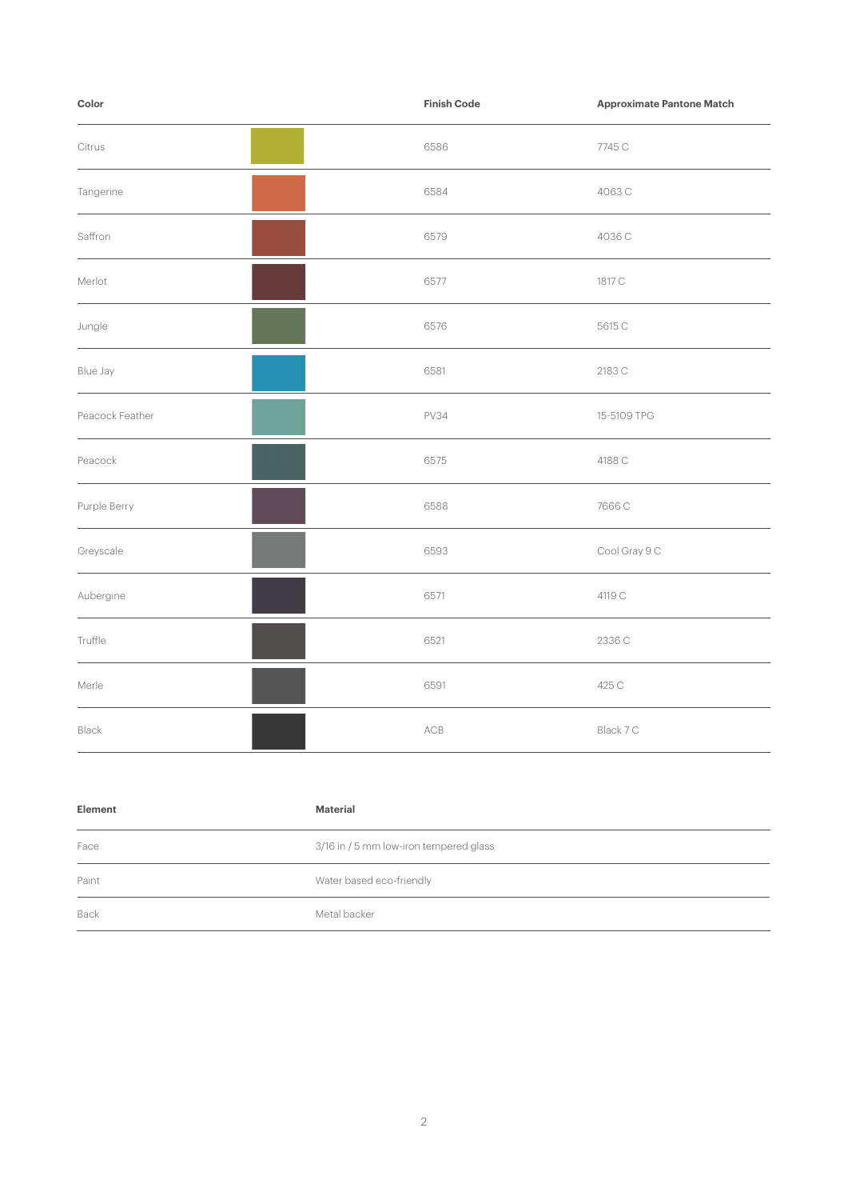| Color | | Finish Code | Approximate Pantone Match |
| --- | --- | --- | --- |
| Citrus | | 6586 | 7745 C |
| Tangerine | | 6584 | 4063 C |
| Saffron | | 6579 | 4036 C |
| Merlot | | 6577 | 1817 C |
| Jungle | | 6576 | 5615 C |
| Blue Jay | | 6581 | 2183 C |
| Peacock Feather | | PV34 | 15-5109 TPG |
| Peacock | | 6575 | 4188 C |
| Purple Berry | | 6588 | 7666 C |
| Greyscale | | 6593 | Cool Gray 9 C |
| Aubergine | | 6571 | 4119 C |
| Truffle | | 6521 | 2336 C |
| Merle | | 6591 | 425 C |
| Black | | ACB | Black 7 C |

| Element | Material |
| --- | --- |
| Face | 3/16 in / 5 mm low-iron tempered glass |
| Paint | Water based eco-friendly |
| Back | Metal backer |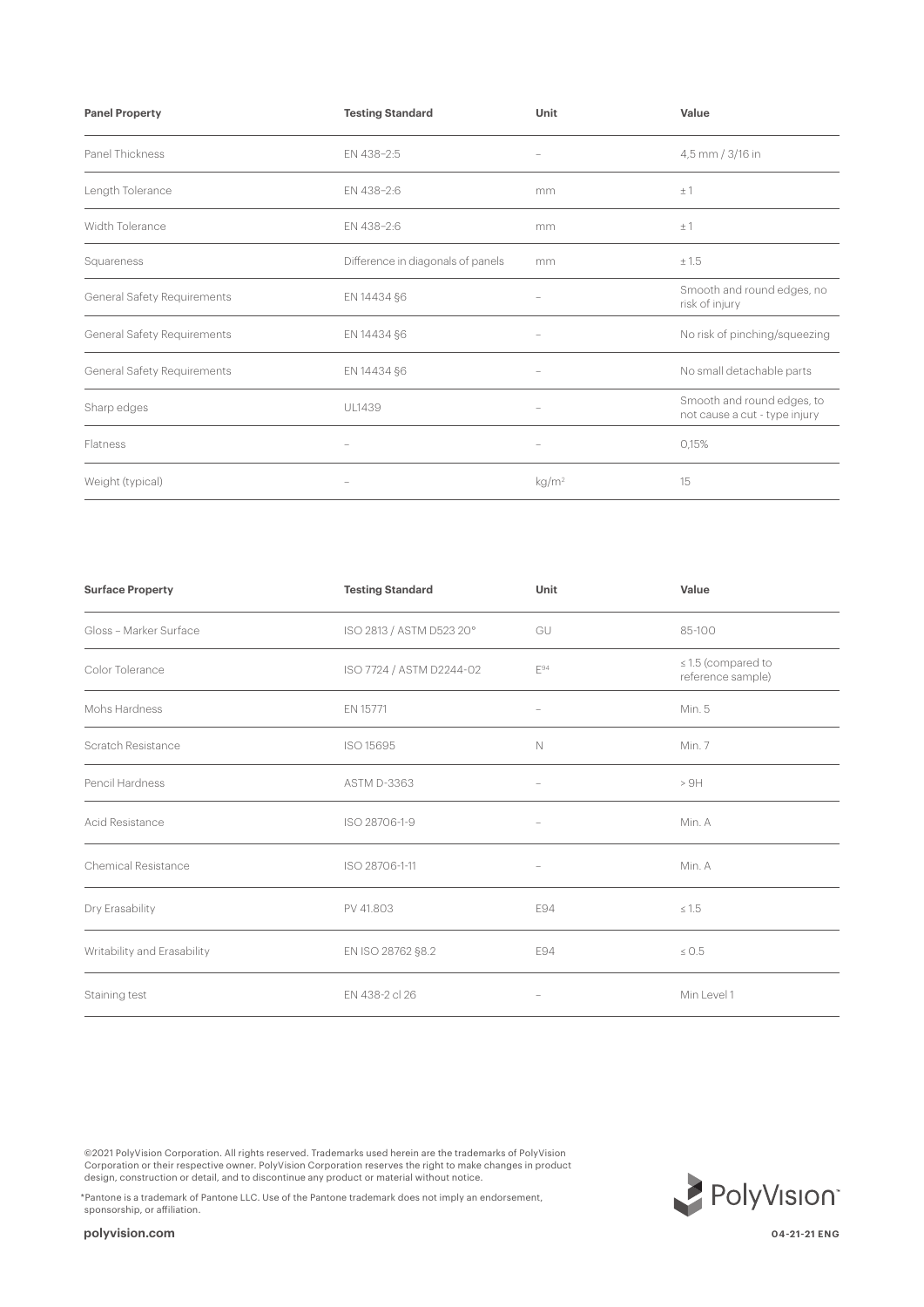| Panel Property | Testing Standard | Unit | Value |
|---|---|---|---|
| Panel Thickness | EN 438-2:5 | – | 4,5 mm / 3/16 in |
| Length Tolerance | EN 438-2:6 | mm | ± 1 |
| Width Tolerance | EN 438-2:6 | mm | ± 1 |
| Squareness | Difference in diagonals of panels | mm | ± 1.5 |
| General Safety Requirements | EN 14434 §6 | – | Smooth and round edges, no risk of injury |
| General Safety Requirements | EN 14434 §6 | – | No risk of pinching/squeezing |
| General Safety Requirements | EN 14434 §6 | – | No small detachable parts |
| Sharp edges | UL1439 | – | Smooth and round edges, to not cause a cut - type injury |
| Flatness | – | – | 0,15% |
| Weight (typical) | – | $kg/m^2$ | 15 |

| Surface Property | Testing Standard | Unit | Value |
|---|---|---|---|
| Gloss – Marker Surface | ISO 2813 / ASTM D523 20° | GU | 85-100 |
| Color Tolerance | ISO 7724 / ASTM D2244-02 | $E^{94}$ | ≤ 1.5 (compared to reference sample) |
| Mohs Hardness | EN 15771 | – | Min. 5 |
| Scratch Resistance | ISO 15695 | N | Min. 7 |
| Pencil Hardness | ASTM D-3363 | – | > 9H |
| Acid Resistance | ISO 28706-1-9 | – | Min. A |
| Chemical Resistance | ISO 28706-1-11 | – | Min. A |
| Dry Erasability | PV 41.803 | E94 | ≤ 1.5 |
| Writability and Erasability | EN ISO 28762 §8.2 | E94 | ≤ 0.5 |
| Staining test | EN 438-2 cl 26 | – | Min Level 1 |

©2021 PolyVision Corporation. All rights reserved. Trademarks used herein are the trademarks of PolyVision Corporation or their respective owner. PolyVision Corporation reserves the right to make changes in product design, construction or detail, and to discontinue any product or material without notice.

*Pantone is a trademark of Pantone LLC. Use of the Pantone trademark does not imply an endorsement, sponsorship, or affiliation.

PolyVision

**polyvision.com**

**04-21-21 ENG**